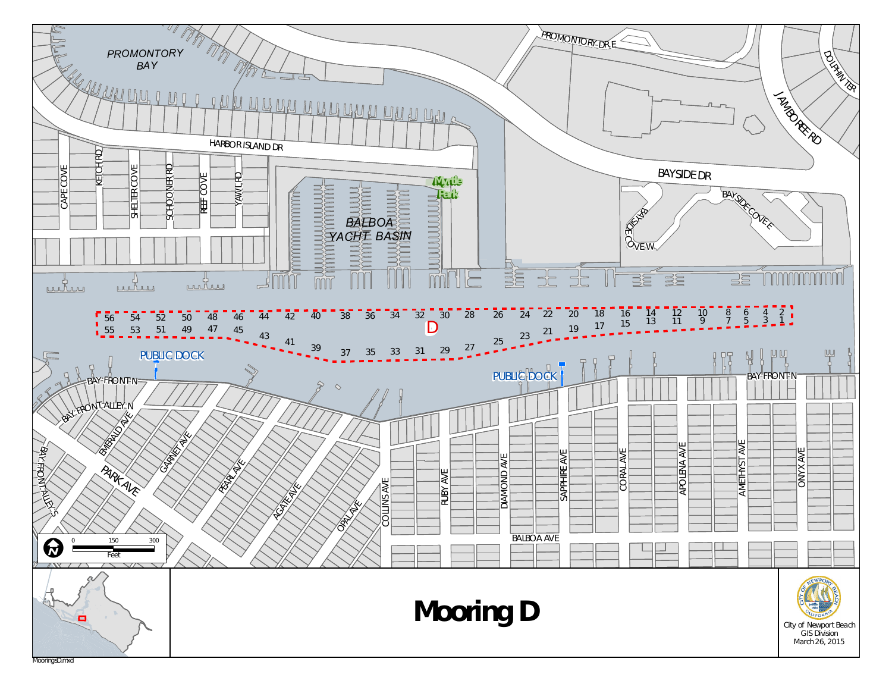# Mooring D

PROMONTORY BAY

PROMONTORY DR E

DOLPHIN TER

JAMBOREE RD

HARBOR ISLAND DR

BAYSIDE DR

BAYSIDE COVE E

BAYSIDE COVE W

CAPE COVE

KETCH RD

SHELTER COVE

SCHOONER RD

REEF COVE

YAWL RD

BALBOA YACHT BASIN

Myrtle Park

D

56 54 52 50 48 46 44 42 40 38 36 34 32 30 28 26 24 22 20 18 16 14 12 10 8 6 4 2

55 53 51 49 47 45 43 41 39 37 35 33 31 29 27 25 23 21 19 17 15 13 11 9 7 5 3 1

PUBLIC DOCK

PUBLIC DOCK

BAY FRONT N

BAY FRONT ALLEY N

BAY FRONT ALLEY S

EMERALD AVE

PARK AVE

GARNET AVE

PEARL AVE

AGATE AVE

OPAL AVE

COLLINS AVE

RUBY AVE

DIAMOND AVE

SAPPHIRE AVE

CORAL AVE

APOLENA AVE

AMETHYST AVE

ONYX AVE

BALBOA AVE

0 150 300 Feet

City of Newport Beach
GIS Division
March 26, 2015

MooringsD.mxd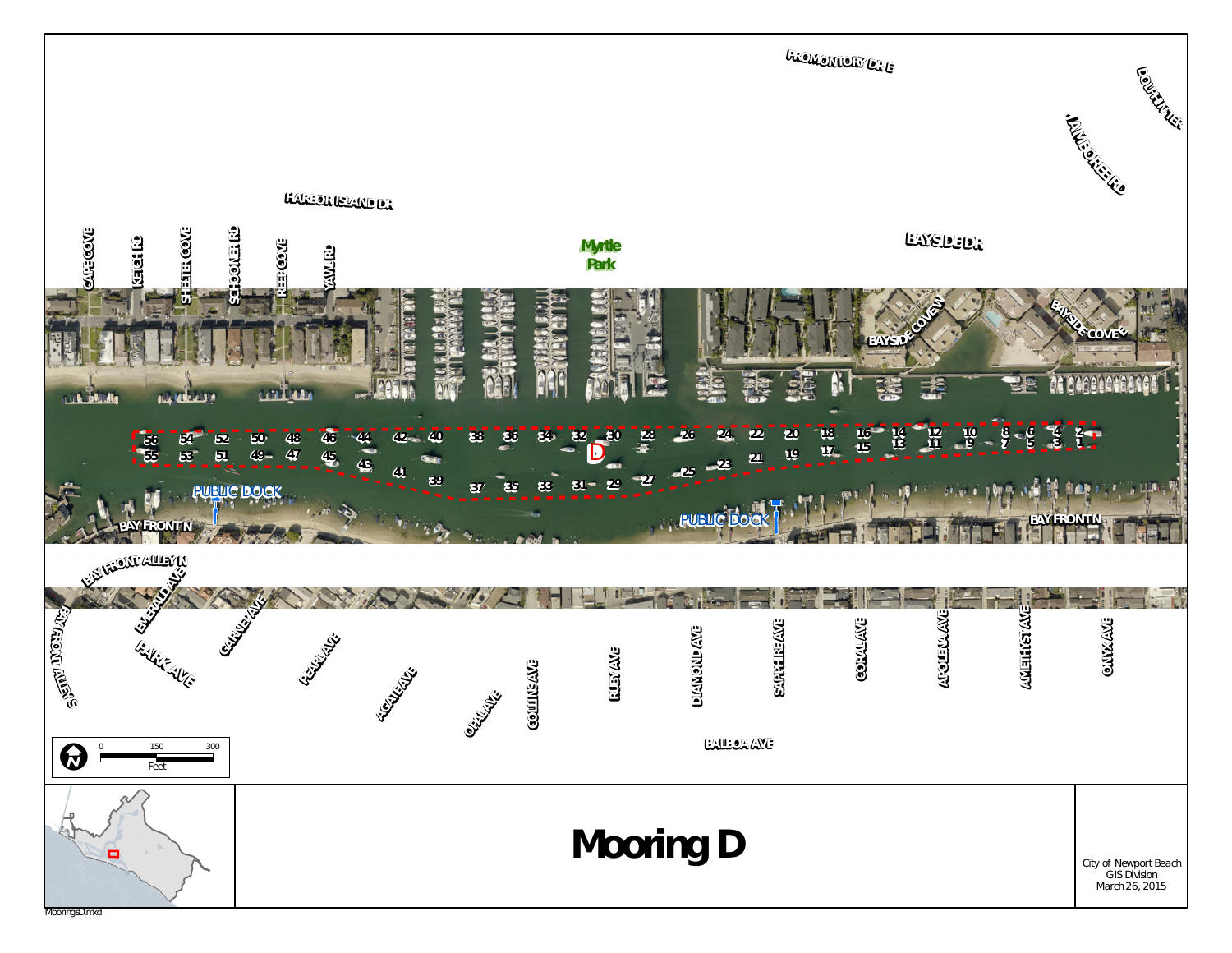# Mooring D

PROMONTORY DR E

DOLPHIN TER

JAMBOREE RD

HARBOR ISLAND DR

BAYSIDE DR

Myrtle Park

CAPE COVE

KETCH RD

SHELTER COVE

SCHOONER RD

REEF COVE

YAWL RD

BAYSIDE COVE W

BAYSIDE COVE E

56 54 52 50 48 46 44 42 40 38 36 34 32 30 28 26 24 22 20 18 16 14 12 10 8 6 4 2

55 53 51 49 47 45 43 41 39 37 35 33 31 29 27 25 23 21 19 17 15 13 11 9 7 5 3 1

D

PUBLIC DOCK

PUBLIC DOCK

BAY FRONT N

BAY FRONT N

BAY FRONT ALLEY N

BAY FRONT ALLEY S

EMERALD AVE

PARK AVE

GARNET AVE

PEARL AVE

AGATE AVE

OPAL AVE

COLLINS AVE

RUBY AVE

DIAMOND AVE

SAPPHIRE AVE

CORAL AVE

APOLENA AVE

AMETHYST AVE

ONYX AVE

BALBOA AVE

N

0 150 300

Feet

City of Newport Beach
GIS Division
March 26, 2015

MooringsD.mxd